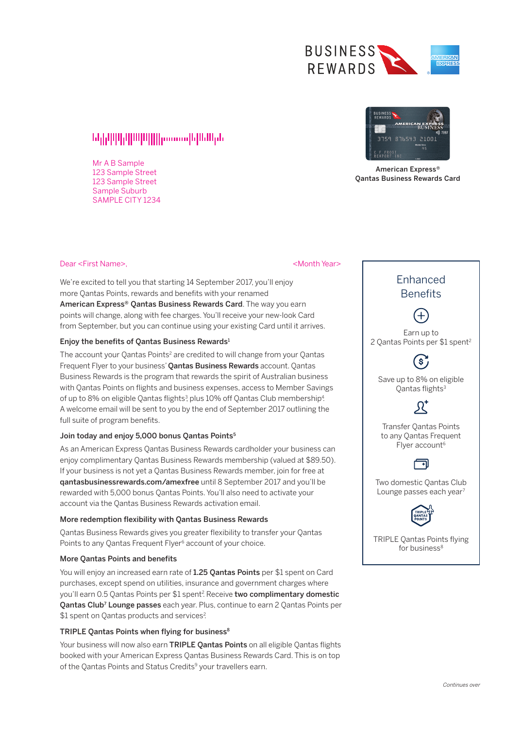BUSINESS REWARDS

Mr A B Sample
123 Sample Street
123 Sample Street
Sample Suburb
SAMPLE CITY 1234

American Express®
Qantas Business Rewards Card

Dear <First Name>, <Month Year>

We're excited to tell you that starting 14 September 2017, you'll enjoy more Qantas Points, rewards and benefits with your renamed **American Express® Qantas Business Rewards Card**. The way you earn points will change, along with fee charges. You'll receive your new-look Card from September, but you can continue using your existing Card until it arrives.

### Enjoy the benefits of Qantas Business Rewards[1]

The account your Qantas Points[2] are credited to will change from your Qantas Frequent Flyer to your business' **Qantas Business Rewards** account. Qantas Business Rewards is the program that rewards the spirit of Australian business with Qantas Points on flights and business expenses, access to Member Savings of up to 8% on eligible Qantas flights[3], plus 10% off Qantas Club membership[4]. A welcome email will be sent to you by the end of September 2017 outlining the full suite of program benefits.

### Join today and enjoy 5,000 bonus Qantas Points[5]

As an American Express Qantas Business Rewards cardholder your business can enjoy complimentary Qantas Business Rewards membership (valued at $89.50). If your business is not yet a Qantas Business Rewards member, join for free at **qantasbusinessrewards.com/amexfree** until 8 September 2017 and you'll be rewarded with 5,000 bonus Qantas Points. You'll also need to activate your account via the Qantas Business Rewards activation email.

### More redemption flexibility with Qantas Business Rewards

Qantas Business Rewards gives you greater flexibility to transfer your Qantas Points to any Qantas Frequent Flyer[6] account of your choice.

### More Qantas Points and benefits

You will enjoy an increased earn rate of **1.25 Qantas Points** per $1 spent on Card purchases, except spend on utilities, insurance and government charges where you'll earn 0.5 Qantas Points per $1 spent[2]. Receive **two complimentary domestic Qantas Club[7] Lounge passes** each year. Plus, continue to earn 2 Qantas Points per $1 spent on Qantas products and services[2].

### TRIPLE Qantas Points when flying for business[8]

Your business will now also earn **TRIPLE Qantas Points** on all eligible Qantas flights booked with your American Express Qantas Business Rewards Card. This is on top of the Qantas Points and Status Credits[9] your travellers earn.

## Enhanced Benefits

- Earn up to 2 Qantas Points per $1 spent[2]
- Save up to 8% on eligible Qantas flights[3]
- Transfer Qantas Points to any Qantas Frequent Flyer account[6]
- Two domestic Qantas Club Lounge passes each year[7]
- TRIPLE Qantas Points flying for business[8]

*Continues over*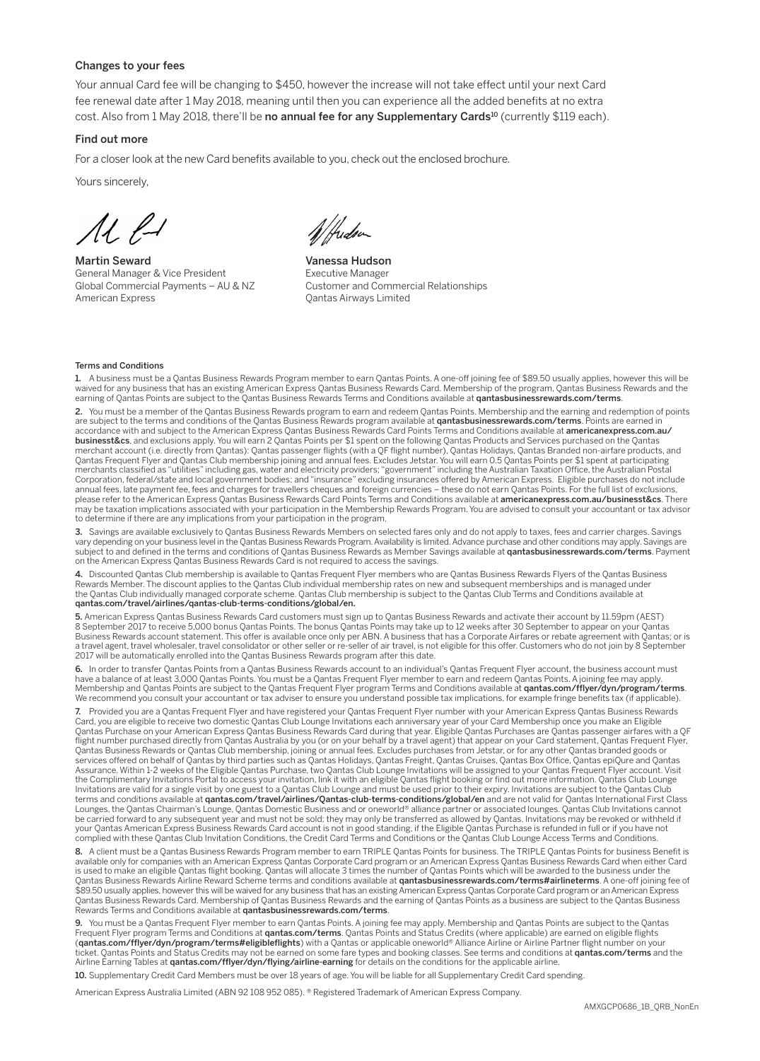## Changes to your fees

Your annual Card fee will be changing to $450, however the increase will not take effect until your next Card fee renewal date after 1 May 2018, meaning until then you can experience all the added benefits at no extra cost. Also from 1 May 2018, there'll be **no annual fee for any Supplementary Cards**[10] (currently $119 each).

## Find out more

For a closer look at the new Card benefits available to you, check out the enclosed brochure.

Yours sincerely,

**Martin Seward**
General Manager & Vice President
Global Commercial Payments – AU & NZ
American Express

**Vanessa Hudson**
Executive Manager
Customer and Commercial Relationships
Qantas Airways Limited

#### Terms and Conditions

**1.** A business must be a Qantas Business Rewards Program member to earn Qantas Points. A one-off joining fee of $89.50 usually applies, however this will be waived for any business that has an existing American Express Qantas Business Rewards Card. Membership of the program, Qantas Business Rewards and the earning of Qantas Points are subject to the Qantas Business Rewards Terms and Conditions available at **qantasbusinessrewards.com/terms**.

**2.** You must be a member of the Qantas Business Rewards program to earn and redeem Qantas Points. Membership and the earning and redemption of points are subject to the terms and conditions of the Qantas Business Rewards program available at **qantasbusinessrewards.com/terms**. Points are earned in accordance with and subject to the American Express Qantas Business Rewards Card Points Terms and Conditions available at **americanexpress.com.au/businesst&cs**, and exclusions apply. You will earn 2 Qantas Points per $1 spent on the following Qantas Products and Services purchased on the Qantas merchant account (i.e. directly from Qantas): Qantas passenger flights (with a QF flight number), Qantas Holidays, Qantas Branded non-airfare products, and Qantas Frequent Flyer and Qantas Club membership joining and annual fees. Excludes Jetstar. You will earn 0.5 Qantas Points per $1 spent at participating merchants classified as "utilities" including gas, water and electricity providers; "government" including the Australian Taxation Office, the Australian Postal Corporation, federal/state and local government bodies; and "insurance" excluding insurances offered by American Express. Eligible purchases do not include annual fees, late payment fee, fees and charges for travellers cheques and foreign currencies – these do not earn Qantas Points. For the full list of exclusions, please refer to the American Express Qantas Business Rewards Card Points Terms and Conditions available at **americanexpress.com.au/businesst&cs**. There may be taxation implications associated with your participation in the Membership Rewards Program. You are advised to consult your accountant or tax advisor to determine if there are any implications from your participation in the program.

**3.** Savings are available exclusively to Qantas Business Rewards Members on selected fares only and do not apply to taxes, fees and carrier charges. Savings vary depending on your business level in the Qantas Business Rewards Program. Availability is limited. Advance purchase and other conditions may apply. Savings are subject to and defined in the terms and conditions of Qantas Business Rewards as Member Savings available at **qantasbusinessrewards.com/terms**. Payment on the American Express Qantas Business Rewards Card is not required to access the savings.

**4.** Discounted Qantas Club membership is available to Qantas Frequent Flyer members who are Qantas Business Rewards Flyers of the Qantas Business Rewards Member. The discount applies to the Qantas Club individual membership rates on new and subsequent memberships and is managed under the Qantas Club individually managed corporate scheme. Qantas Club membership is subject to the Qantas Club Terms and Conditions available at **qantas.com/travel/airlines/qantas-club-terms-conditions/global/en.**

**5.** American Express Qantas Business Rewards Card customers must sign up to Qantas Business Rewards and activate their account by 11.59pm (AEST) 8 September 2017 to receive 5,000 bonus Qantas Points. The bonus Qantas Points may take up to 12 weeks after 30 September to appear on your Qantas Business Rewards account statement. This offer is available once only per ABN. A business that has a Corporate Airfares or rebate agreement with Qantas; or is a travel agent, travel wholesaler, travel consolidator or other seller or re-seller of air travel, is not eligible for this offer. Customers who do not join by 8 September 2017 will be automatically enrolled into the Qantas Business Rewards program after this date.

**6.** In order to transfer Qantas Points from a Qantas Business Rewards account to an individual's Qantas Frequent Flyer account, the business account must have a balance of at least 3,000 Qantas Points. You must be a Qantas Frequent Flyer member to earn and redeem Qantas Points. A joining fee may apply. Membership and Qantas Points are subject to the Qantas Frequent Flyer program Terms and Conditions available at **qantas.com/fflyer/dyn/program/terms**. We recommend you consult your accountant or tax adviser to ensure you understand possible tax implications, for example fringe benefits tax (if applicable).

**7.** Provided you are a Qantas Frequent Flyer and have registered your Qantas Frequent Flyer number with your American Express Qantas Business Rewards Card, you are eligible to receive two domestic Qantas Club Lounge Invitations each anniversary year of your Card Membership once you make an Eligible Qantas Purchase on your American Express Qantas Business Rewards Card during that year. Eligible Qantas Purchases are Qantas passenger airfares with a QF flight number purchased directly from Qantas Australia by you (or on your behalf by a travel agent) that appear on your Card statement, Qantas Frequent Flyer, Qantas Business Rewards or Qantas Club membership, joining or annual fees. Excludes purchases from Jetstar, or for any other Qantas branded goods or services offered on behalf of Qantas by third parties such as Qantas Holidays, Qantas Freight, Qantas Cruises, Qantas Box Office, Qantas epiQure and Qantas Assurance. Within 1-2 weeks of the Eligible Qantas Purchase, two Qantas Club Lounge Invitations will be assigned to your Qantas Frequent Flyer account. Visit the Complimentary Invitations Portal to access your invitation, link it with an eligible Qantas flight booking or find out more information. Qantas Club Lounge Invitations are valid for a single visit by one guest to a Qantas Club Lounge and must be used prior to their expiry. Invitations are subject to the Qantas Club terms and conditions available at **qantas.com/travel/airlines/Qantas-club-terms-conditions/global/en** and are not valid for Qantas International First Class Lounges, the Qantas Chairman's Lounge, Qantas Domestic Business and or oneworld® alliance partner or associated lounges. Qantas Club Invitations cannot be carried forward to any subsequent year and must not be sold; they may only be transferred as allowed by Qantas. Invitations may be revoked or withheld if your Qantas American Express Business Rewards Card account is not in good standing, if the Eligible Qantas Purchase is refunded in full or if you have not complied with these Qantas Club Invitation Conditions, the Credit Card Terms and Conditions or the Qantas Club Lounge Access Terms and Conditions.

**8.** A client must be a Qantas Business Rewards Program member to earn TRIPLE Qantas Points for business. The TRIPLE Qantas Points for business Benefit is available only for companies with an American Express Qantas Corporate Card program or an American Express Qantas Business Rewards Card when either Card is used to make an eligible Qantas flight booking. Qantas will allocate 3 times the number of Qantas Points which will be awarded to the business under the Qantas Business Rewards Airline Reward Scheme terms and conditions available at **qantasbusinessrewards.com/terms#airlineterms**. A one-off joining fee of $89.50 usually applies, however this will be waived for any business that has an existing American Express Qantas Corporate Card program or an American Express Qantas Business Rewards Card. Membership of Qantas Business Rewards and the earning of Qantas Points as a business are subject to the Qantas Business Rewards Terms and Conditions available at **qantasbusinessrewards.com/terms**.

**9.** You must be a Qantas Frequent Flyer member to earn Qantas Points. A joining fee may apply. Membership and Qantas Points are subject to the Qantas Frequent Flyer program Terms and Conditions at **qantas.com/terms**. Qantas Points and Status Credits (where applicable) are earned on eligible flights (**qantas.com/fflyer/dyn/program/terms#eligibleflights**) with a Qantas or applicable oneworld® Alliance Airline or Airline Partner flight number on your ticket. Qantas Points and Status Credits may not be earned on some fare types and booking classes. See terms and conditions at **qantas.com/terms** and the Airline Earning Tables at **qantas.com/fflyer/dyn/flying/airline-earning** for details on the conditions for the applicable airline.

**10.** Supplementary Credit Card Members must be over 18 years of age. You will be liable for all Supplementary Credit Card spending.

American Express Australia Limited (ABN 92 108 952 085). ® Registered Trademark of American Express Company.

AMXGCP0686_1B_QRB_NonEn